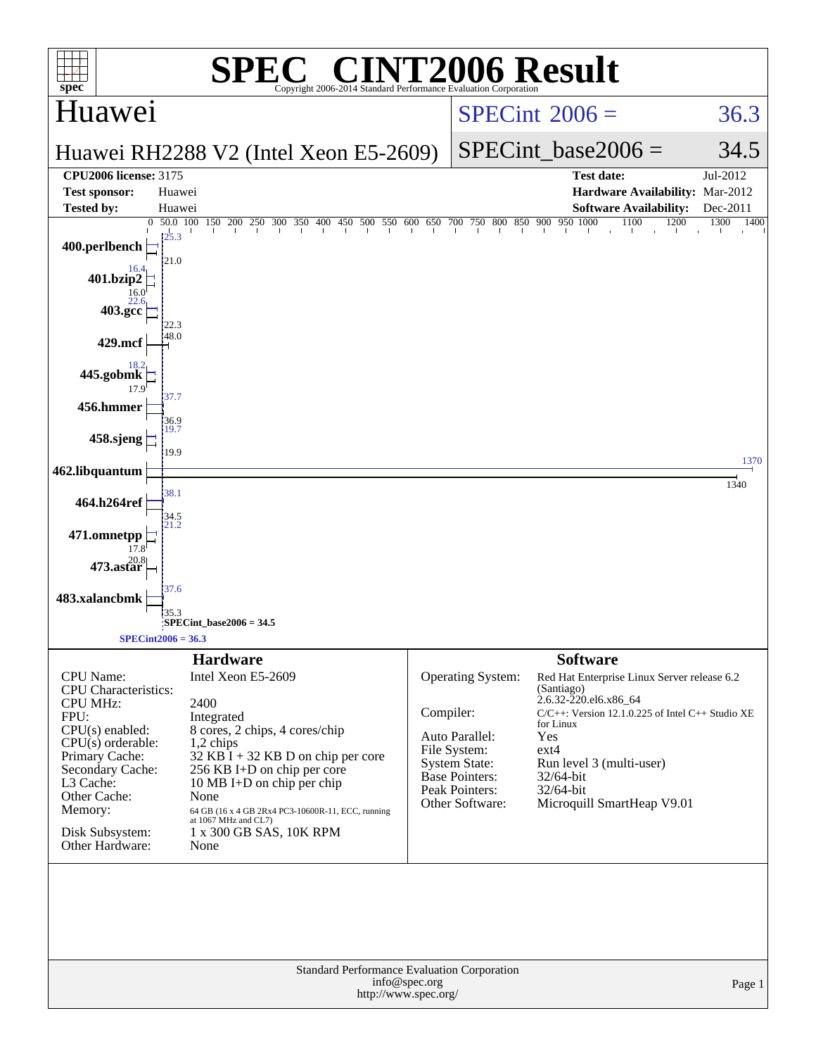# SPEC® CINT2006 Result

Copyright 2006-2014 Standard Performance Evaluation Corporation

## Huawei

**Huawei RH2288 V2 (Intel Xeon E5-2609)**

SPECint® 2006 = 36.3

SPECint_base2006 = 34.5

| | | | |
|---|---|---|---|
| **CPU2006 license:** 3175 | | **Test date:** | Jul-2012 |
| **Test sponsor:** | Huawei | **Hardware Availability:** | Mar-2012 |
| **Tested by:** | Huawei | **Software Availability:** | Dec-2011 |

| Benchmark | Peak | Base |
|---|---|---|
| 400.perlbench | 25.3 | 21.0 |
| 401.bzip2 | 16.4 | 16.0 |
| 403.gcc | 22.6 | 22.3 |
| 429.mcf | 48.0 | |
| 445.gobmk | 18.2 | 17.9 |
| 456.hmmer | 37.7 | 36.9 |
| 458.sjeng | 19.7 | 19.9 |
| 462.libquantum | 1370 | 1340 |
| 464.h264ref | 38.1 | 34.5 |
| 471.omnetpp | 21.2 | 17.8 |
| 473.astar | 20.8 | |
| 483.xalancbmk | 37.6 | 35.3 |

SPECint_base2006 = 34.5

SPECint2006 = 36.3

### Hardware

| | |
|---|---|
| CPU Name: | Intel Xeon E5-2609 |
| CPU Characteristics: | |
| CPU MHz: | 2400 |
| FPU: | Integrated |
| CPU(s) enabled: | 8 cores, 2 chips, 4 cores/chip |
| CPU(s) orderable: | 1,2 chips |
| Primary Cache: | 32 KB I + 32 KB D on chip per core |
| Secondary Cache: | 256 KB I+D on chip per core |
| L3 Cache: | 10 MB I+D on chip per chip |
| Other Cache: | None |
| Memory: | 64 GB (16 x 4 GB 2Rx4 PC3-10600R-11, ECC, running at 1067 MHz and CL7) |
| Disk Subsystem: | 1 x 300 GB SAS, 10K RPM |
| Other Hardware: | None |

### Software

| | |
|---|---|
| Operating System: | Red Hat Enterprise Linux Server release 6.2 (Santiago) 2.6.32-220.el6.x86_64 |
| Compiler: | C/C++: Version 12.1.0.225 of Intel C++ Studio XE for Linux |
| Auto Parallel: | Yes |
| File System: | ext4 |
| System State: | Run level 3 (multi-user) |
| Base Pointers: | 32/64-bit |
| Peak Pointers: | 32/64-bit |
| Other Software: | Microquill SmartHeap V9.01 |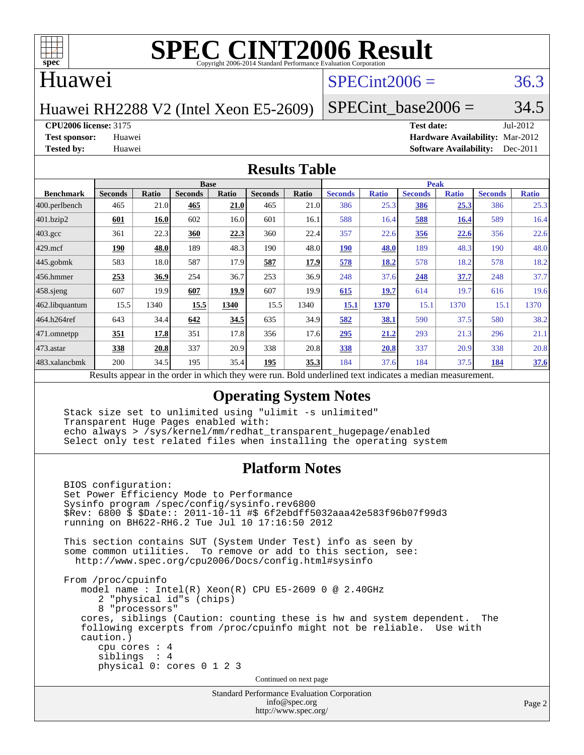# SPEC CINT2006 Result

Copyright 2006-2014 Standard Performance Evaluation Corporation

## Huawei

Huawei RH2288 V2 (Intel Xeon E5-2609)

SPECint2006 = 36.3

SPECint_base2006 = 34.5

**CPU2006 license:** 3175
**Test sponsor:** Huawei
**Tested by:** Huawei

**Test date:** Jul-2012
**Hardware Availability:** Mar-2012
**Software Availability:** Dec-2011

## Results Table

| Benchmark | Base | | | | | | Peak | | | | | |
|---|---|---|---|---|---|---|---|---|---|---|---|---|
| | Seconds | Ratio | Seconds | Ratio | Seconds | Ratio | Seconds | Ratio | Seconds | Ratio | Seconds | Ratio |
| 400.perlbench | 465 | 21.0 | **465** | **21.0** | 465 | 21.0 | 386 | 25.3 | **386** | **25.3** | 386 | 25.3 |
| 401.bzip2 | **601** | **16.0** | 602 | 16.0 | 601 | 16.1 | 588 | 16.4 | **588** | **16.4** | 589 | 16.4 |
| 403.gcc | 361 | 22.3 | **360** | **22.3** | 360 | 22.4 | 357 | 22.6 | **356** | **22.6** | 356 | 22.6 |
| 429.mcf | **190** | **48.0** | 189 | 48.3 | 190 | 48.0 | **190** | **48.0** | 189 | 48.3 | 190 | 48.0 |
| 445.gobmk | 583 | 18.0 | 587 | 17.9 | **587** | **17.9** | **578** | **18.2** | 578 | 18.2 | 578 | 18.2 |
| 456.hmmer | **253** | **36.9** | 254 | 36.7 | 253 | 36.9 | 248 | 37.6 | **248** | **37.7** | 248 | 37.7 |
| 458.sjeng | 607 | 19.9 | **607** | **19.9** | 607 | 19.9 | **615** | **19.7** | 614 | 19.7 | 616 | 19.6 |
| 462.libquantum | 15.5 | 1340 | **15.5** | **1340** | 15.5 | 1340 | **15.1** | **1370** | 15.1 | 1370 | 15.1 | 1370 |
| 464.h264ref | 643 | 34.4 | **642** | **34.5** | 635 | 34.9 | **582** | **38.1** | 590 | 37.5 | 580 | 38.2 |
| 471.omnetpp | **351** | **17.8** | 351 | 17.8 | 356 | 17.6 | **295** | **21.2** | 293 | 21.3 | 296 | 21.1 |
| 473.astar | **338** | **20.8** | 337 | 20.9 | 338 | 20.8 | **338** | **20.8** | 337 | 20.9 | 338 | 20.8 |
| 483.xalancbmk | 200 | 34.5 | 195 | 35.4 | **195** | **35.3** | 184 | 37.6 | 184 | 37.5 | **184** | **37.6** |

Results appear in the order in which they were run. Bold underlined text indicates a median measurement.

## Operating System Notes

```
Stack size set to unlimited using "ulimit -s unlimited"
Transparent Huge Pages enabled with:
echo always > /sys/kernel/mm/redhat_transparent_hugepage/enabled
Select only test related files when installing the operating system
```

## Platform Notes

```
BIOS configuration:
Set Power Efficiency Mode to Performance
Sysinfo program /spec/config/sysinfo.rev6800
$Rev: 6800 $ $Date:: 2011-10-11 #$ 6f2ebdff5032aaa42e583f96b07f99d3
running on BH622-RH6.2 Tue Jul 10 17:16:50 2012

This section contains SUT (System Under Test) info as seen by
some common utilities.  To remove or add to this section, see:
  http://www.spec.org/cpu2006/Docs/config.html#sysinfo

From /proc/cpuinfo
   model name : Intel(R) Xeon(R) CPU E5-2609 0 @ 2.40GHz
      2 "physical id"s (chips)
      8 "processors"
   cores, siblings (Caution: counting these is hw and system dependent.  The
   following excerpts from /proc/cpuinfo might not be reliable.  Use with
   caution.)
      cpu cores : 4
      siblings  : 4
      physical 0: cores 0 1 2 3
```

Continued on next page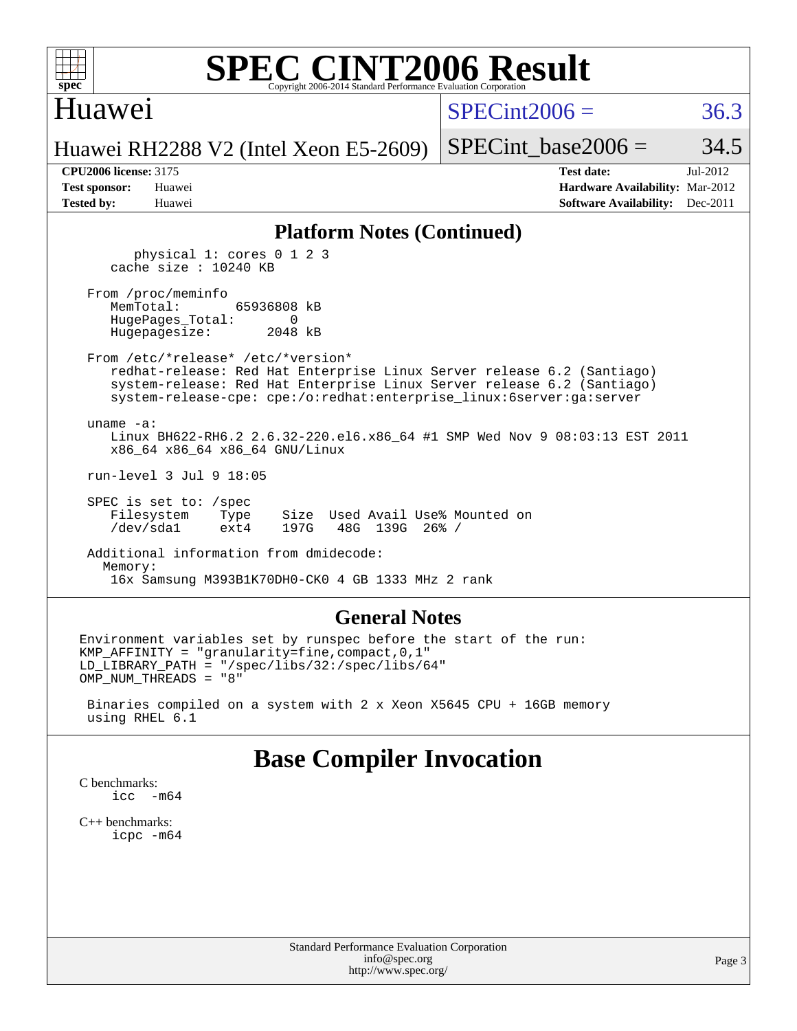## Platform Notes (Continued)

```
        physical 1: cores 0 1 2 3
     cache size : 10240 KB

  From /proc/meminfo
     MemTotal:       65936808 kB
     HugePages_Total:       0
     Hugepagesize:       2048 kB

  From /etc/*release* /etc/*version*
     redhat-release: Red Hat Enterprise Linux Server release 6.2 (Santiago)
     system-release: Red Hat Enterprise Linux Server release 6.2 (Santiago)
     system-release-cpe: cpe:/o:redhat:enterprise_linux:6server:ga:server

  uname -a:
     Linux BH622-RH6.2 2.6.32-220.el6.x86_64 #1 SMP Wed Nov 9 08:03:13 EST 2011
     x86_64 x86_64 x86_64 GNU/Linux

  run-level 3 Jul 9 18:05

  SPEC is set to: /spec
     Filesystem    Type    Size  Used Avail Use% Mounted on
     /dev/sda1     ext4    197G   48G  139G  26% /

  Additional information from dmidecode:
    Memory:
     16x Samsung M393B1K70DH0-CK0 4 GB 1333 MHz 2 rank
```

## General Notes

```
Environment variables set by runspec before the start of the run:
KMP_AFFINITY = "granularity=fine,compact,0,1"
LD_LIBRARY_PATH = "/spec/libs/32:/spec/libs/64"
OMP_NUM_THREADS = "8"

 Binaries compiled on a system with 2 x Xeon X5645 CPU + 16GB memory
 using RHEL 6.1
```

# Base Compiler Invocation

C benchmarks:
```
icc  -m64
```

C++ benchmarks:
```
icpc -m64
```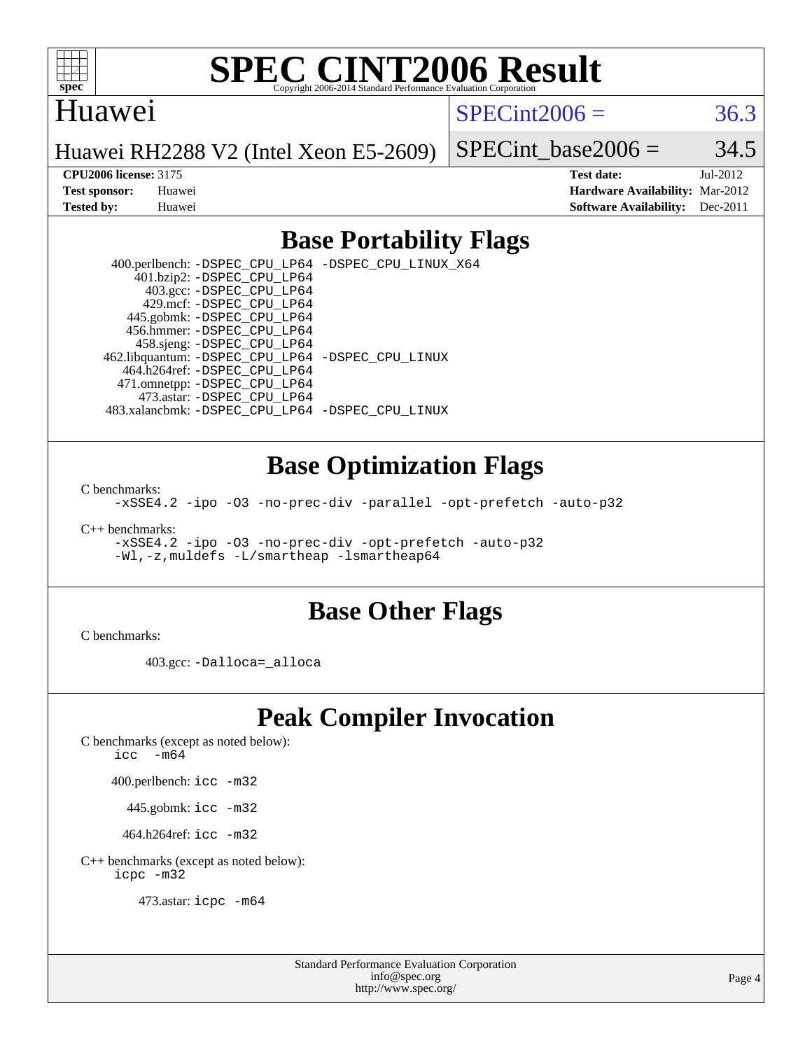# SPEC CINT2006 Result

Copyright 2006-2014 Standard Performance Evaluation Corporation

## Huawei

Huawei RH2288 V2 (Intel Xeon E5-2609)

SPECint2006 = 36.3

SPECint_base2006 = 34.5

**CPU2006 license:** 3175
**Test sponsor:** Huawei
**Tested by:** Huawei

**Test date:** Jul-2012
**Hardware Availability:** Mar-2012
**Software Availability:** Dec-2011

## Base Portability Flags

400.perlbench: -DSPEC_CPU_LP64 -DSPEC_CPU_LINUX_X64
401.bzip2: -DSPEC_CPU_LP64
403.gcc: -DSPEC_CPU_LP64
429.mcf: -DSPEC_CPU_LP64
445.gobmk: -DSPEC_CPU_LP64
456.hmmer: -DSPEC_CPU_LP64
458.sjeng: -DSPEC_CPU_LP64
462.libquantum: -DSPEC_CPU_LP64 -DSPEC_CPU_LINUX
464.h264ref: -DSPEC_CPU_LP64
471.omnetpp: -DSPEC_CPU_LP64
473.astar: -DSPEC_CPU_LP64
483.xalancbmk: -DSPEC_CPU_LP64 -DSPEC_CPU_LINUX

## Base Optimization Flags

C benchmarks:
-xSSE4.2 -ipo -O3 -no-prec-div -parallel -opt-prefetch -auto-p32

C++ benchmarks:
-xSSE4.2 -ipo -O3 -no-prec-div -opt-prefetch -auto-p32
-Wl,-z,muldefs -L/smartheap -lsmartheap64

## Base Other Flags

C benchmarks:

403.gcc: -Dalloca=_alloca

## Peak Compiler Invocation

C benchmarks (except as noted below):
icc -m64

400.perlbench: icc -m32

445.gobmk: icc -m32

464.h264ref: icc -m32

C++ benchmarks (except as noted below):
icpc -m32

473.astar: icpc -m64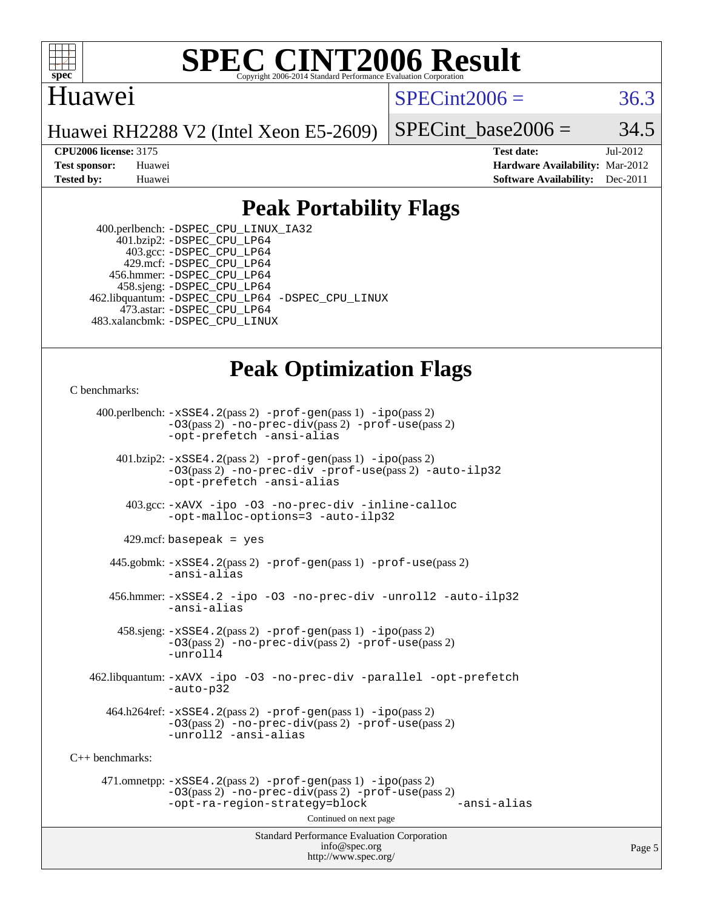# SPEC CINT2006 Result

Copyright 2006-2014 Standard Performance Evaluation Corporation

## Huawei

Huawei RH2288 V2 (Intel Xeon E5-2609)

SPECint2006 = 36.3

SPECint_base2006 = 34.5

**CPU2006 license:** 3175
**Test sponsor:** Huawei
**Tested by:** Huawei

**Test date:** Jul-2012
**Hardware Availability:** Mar-2012
**Software Availability:** Dec-2011

## Peak Portability Flags

400.perlbench: -DSPEC_CPU_LINUX_IA32
401.bzip2: -DSPEC_CPU_LP64
403.gcc: -DSPEC_CPU_LP64
429.mcf: -DSPEC_CPU_LP64
456.hmmer: -DSPEC_CPU_LP64
458.sjeng: -DSPEC_CPU_LP64
462.libquantum: -DSPEC_CPU_LP64 -DSPEC_CPU_LINUX
473.astar: -DSPEC_CPU_LP64
483.xalancbmk: -DSPEC_CPU_LINUX

## Peak Optimization Flags

C benchmarks:

400.perlbench: -xSSE4.2(pass 2) -prof-gen(pass 1) -ipo(pass 2) -O3(pass 2) -no-prec-div(pass 2) -prof-use(pass 2) -opt-prefetch -ansi-alias

401.bzip2: -xSSE4.2(pass 2) -prof-gen(pass 1) -ipo(pass 2) -O3(pass 2) -no-prec-div -prof-use(pass 2) -auto-ilp32 -opt-prefetch -ansi-alias

403.gcc: -xAVX -ipo -O3 -no-prec-div -inline-calloc -opt-malloc-options=3 -auto-ilp32

429.mcf: basepeak = yes

445.gobmk: -xSSE4.2(pass 2) -prof-gen(pass 1) -prof-use(pass 2) -ansi-alias

456.hmmer: -xSSE4.2 -ipo -O3 -no-prec-div -unroll2 -auto-ilp32 -ansi-alias

458.sjeng: -xSSE4.2(pass 2) -prof-gen(pass 1) -ipo(pass 2) -O3(pass 2) -no-prec-div(pass 2) -prof-use(pass 2) -unroll4

462.libquantum: -xAVX -ipo -O3 -no-prec-div -parallel -opt-prefetch -auto-p32

464.h264ref: -xSSE4.2(pass 2) -prof-gen(pass 1) -ipo(pass 2) -O3(pass 2) -no-prec-div(pass 2) -prof-use(pass 2) -unroll2 -ansi-alias

C++ benchmarks:

471.omnetpp: -xSSE4.2(pass 2) -prof-gen(pass 1) -ipo(pass 2) -O3(pass 2) -no-prec-div(pass 2) -prof-use(pass 2) -opt-ra-region-strategy=block -ansi-alias

Continued on next page

Standard Performance Evaluation Corporation
info@spec.org
http://www.spec.org/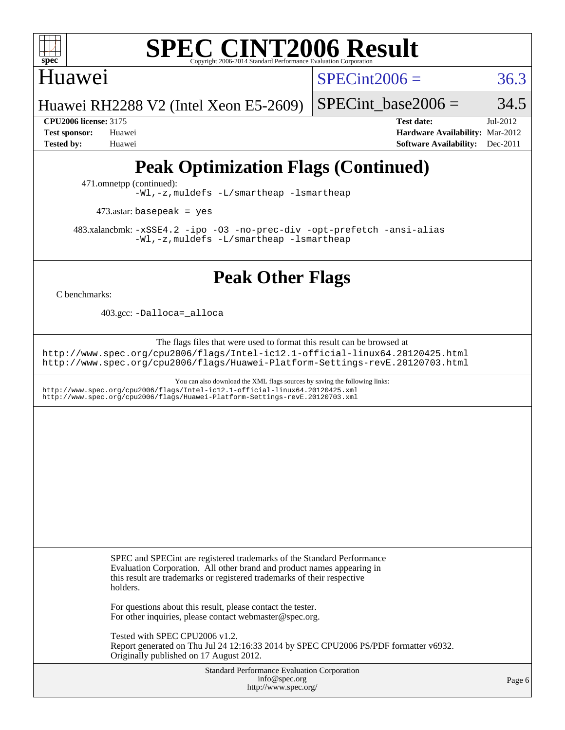# Peak Optimization Flags (Continued)

471.omnetpp (continued):
-Wl,-z,muldefs -L/smartheap -lsmartheap

473.astar: basepeak = yes

483.xalancbmk: -xSSE4.2 -ipo -O3 -no-prec-div -opt-prefetch -ansi-alias
-Wl,-z,muldefs -L/smartheap -lsmartheap

# Peak Other Flags

C benchmarks:

403.gcc: -Dalloca=_alloca

The flags files that were used to format this result can be browsed at
http://www.spec.org/cpu2006/flags/Intel-ic12.1-official-linux64.20120425.html
http://www.spec.org/cpu2006/flags/Huawei-Platform-Settings-revE.20120703.html

You can also download the XML flags sources by saving the following links:
http://www.spec.org/cpu2006/flags/Intel-ic12.1-official-linux64.20120425.xml
http://www.spec.org/cpu2006/flags/Huawei-Platform-Settings-revE.20120703.xml

SPEC and SPECint are registered trademarks of the Standard Performance Evaluation Corporation. All other brand and product names appearing in this result are trademarks or registered trademarks of their respective holders.

For questions about this result, please contact the tester.
For other inquiries, please contact webmaster@spec.org.

Tested with SPEC CPU2006 v1.2.
Report generated on Thu Jul 24 12:16:33 2014 by SPEC CPU2006 PS/PDF formatter v6932.
Originally published on 17 August 2012.